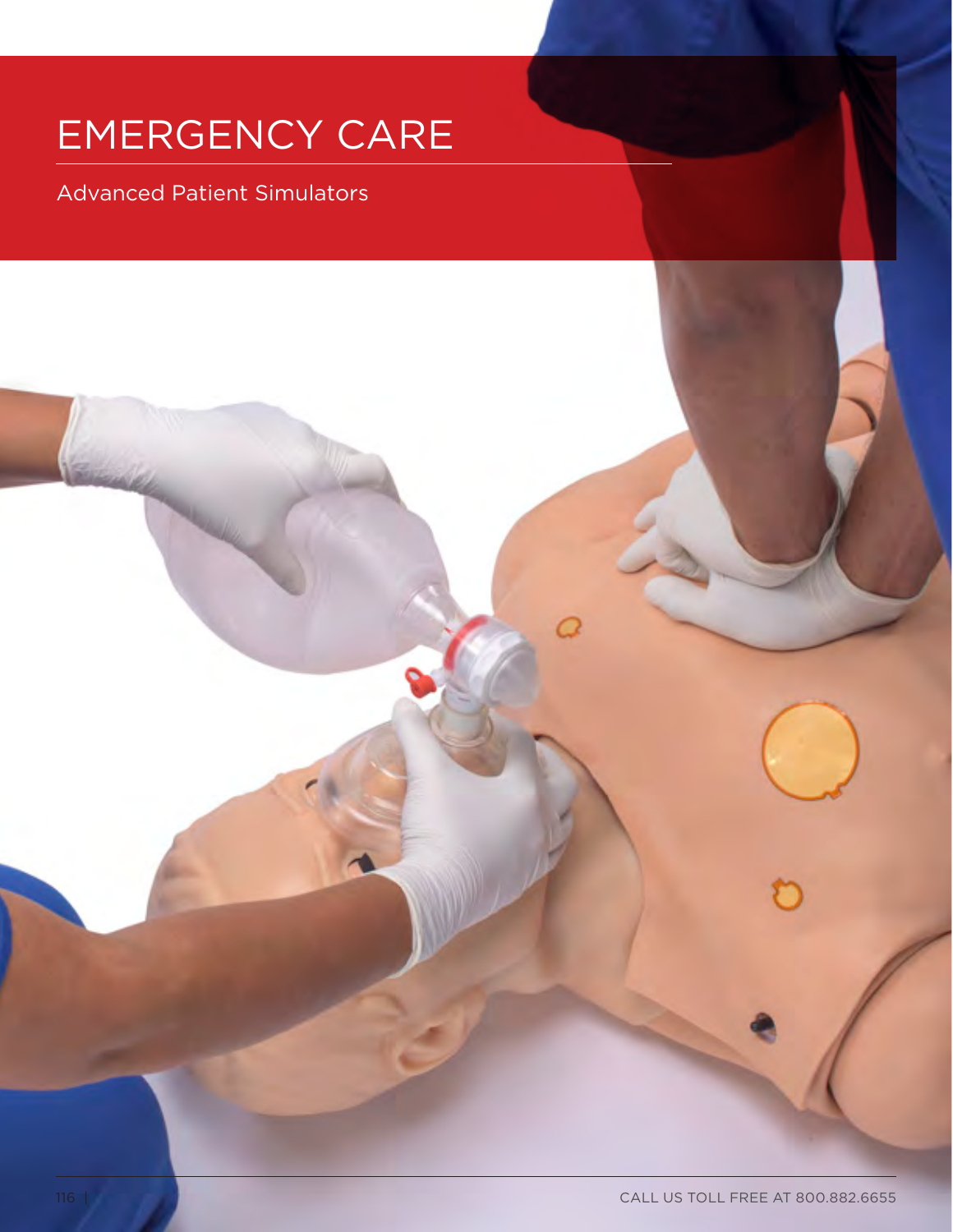# EMERGENCY CARE

## Advanced Patient Simulators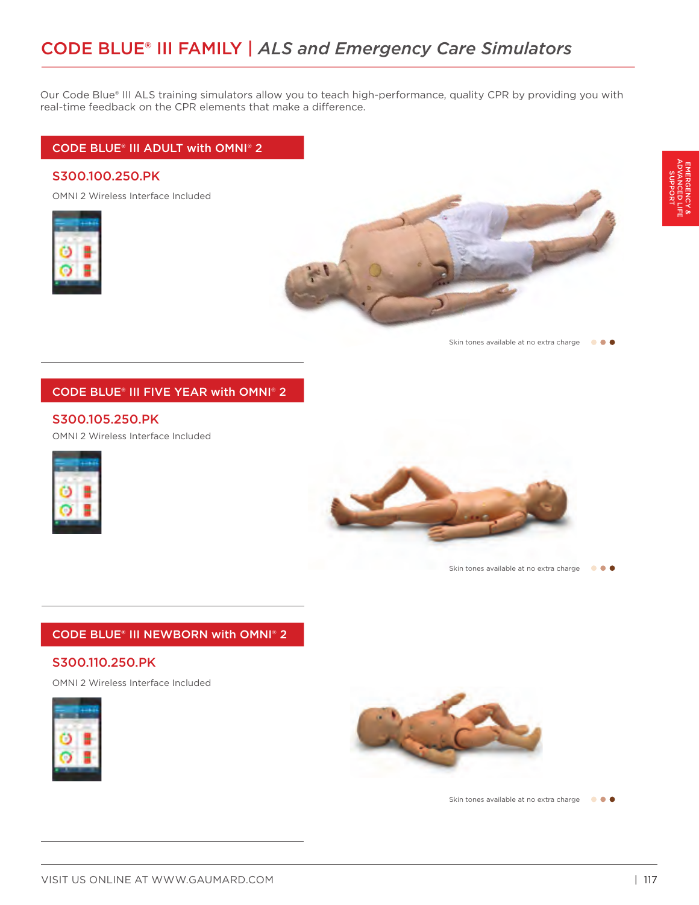# CODE BLUE® III FAMILY | *ALS and Emergency Care Simulators*

Our Code Blue® III ALS training simulators allow you to teach high-performance, quality CPR by providing you with real-time feedback on the CPR elements that make a difference.

## CODE BLUE® III ADULT with OMNI® 2

### S300.100.250.PK

OMNI 2 Wireless Interface Included

Skin tones available at no extra charge

## CODE BLUE® III FIVE YEAR with OMNI® 2

### S300.105.250.PK

OMNI 2 Wireless Interface Included

Skin tones available at no extra charge

## CODE BLUE® III NEWBORN with OMNI® 2

### S300.110.250.PK

OMNI 2 Wireless Interface Included

Skin tones available at no extra charge

VISIT US ONLINE AT WWW.GAUMARD.COM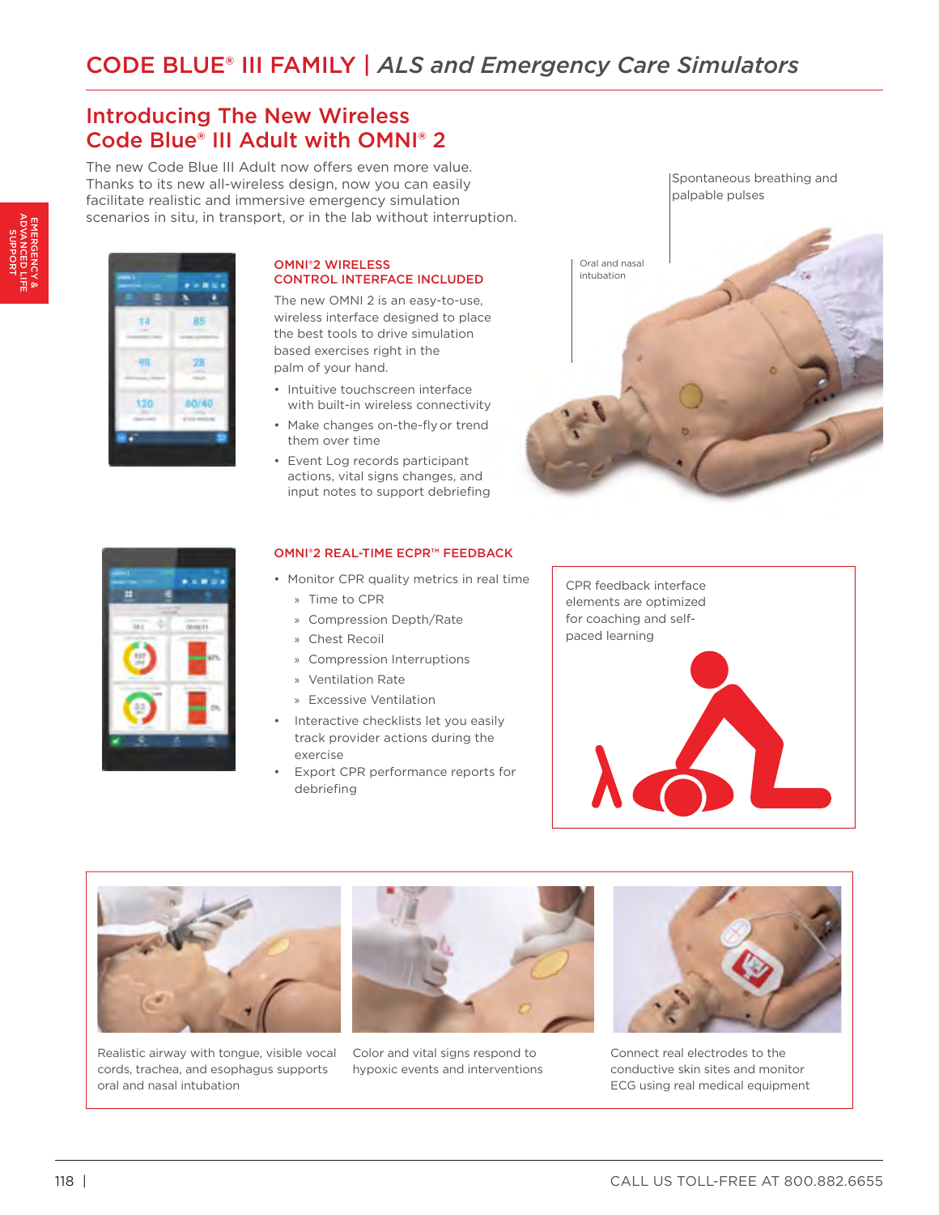# CODE BLUE® III FAMILY | *ALS and Emergency Care Simulators*

EMERGENCY & ADVANCED LIFE SUPPORT

## Introducing The New Wireless Code Blue® III Adult with OMNI® 2

The new Code Blue III Adult now offers even more value. Thanks to its new all-wireless design, now you can easily facilitate realistic and immersive emergency simulation scenarios in situ, in transport, or in the lab without interruption.

Spontaneous breathing and palpable pulses

Oral and nasal intubation

### OMNI®2 WIRELESS CONTROL INTERFACE INCLUDED

The new OMNI 2 is an easy-to-use, wireless interface designed to place the best tools to drive simulation based exercises right in the palm of your hand.

- Intuitive touchscreen interface with built-in wireless connectivity
- Make changes on-the-fly or trend them over time
- Event Log records participant actions, vital signs changes, and input notes to support debriefing

### OMNI®2 REAL-TIME ECPR™ FEEDBACK

- Monitor CPR quality metrics in real time
  - Time to CPR
  - Compression Depth/Rate
  - Chest Recoil
  - Compression Interruptions
  - Ventilation Rate
  - Excessive Ventilation
- Interactive checklists let you easily track provider actions during the exercise
- Export CPR performance reports for debriefing

CPR feedback interface elements are optimized for coaching and self-paced learning

Realistic airway with tongue, visible vocal cords, trachea, and esophagus supports oral and nasal intubation

Color and vital signs respond to hypoxic events and interventions

Connect real electrodes to the conductive skin sites and monitor ECG using real medical equipment

CALL US TOLL-FREE AT 800.882.6655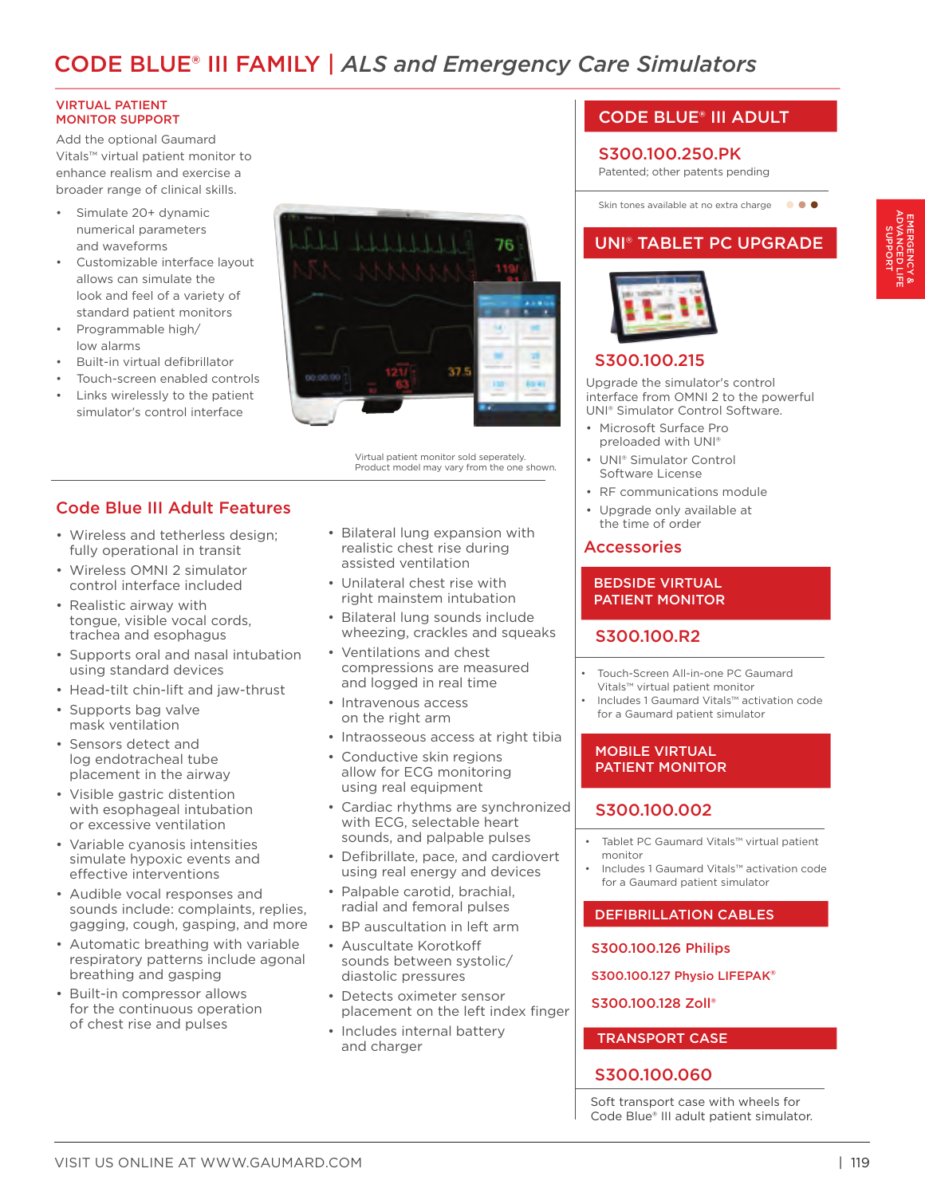# CODE BLUE® III FAMILY | *ALS and Emergency Care Simulators*

### VIRTUAL PATIENT MONITOR SUPPORT

Add the optional Gaumard Vitals™ virtual patient monitor to enhance realism and exercise a broader range of clinical skills.

- Simulate 20+ dynamic numerical parameters and waveforms
- Customizable interface layout allows can simulate the look and feel of a variety of standard patient monitors
- Programmable high/ low alarms
- Built-in virtual defibrillator
- Touch-screen enabled controls
- Links wirelessly to the patient simulator's control interface

Virtual patient monitor sold seperately. Product model may vary from the one shown.

## Code Blue III Adult Features

- Wireless and tetherless design; fully operational in transit
- Wireless OMNI 2 simulator control interface included
- Realistic airway with tongue, visible vocal cords, trachea and esophagus
- Supports oral and nasal intubation using standard devices
- Head-tilt chin-lift and jaw-thrust
- Supports bag valve mask ventilation
- Sensors detect and log endotracheal tube placement in the airway
- Visible gastric distention with esophageal intubation or excessive ventilation
- Variable cyanosis intensities simulate hypoxic events and effective interventions
- Audible vocal responses and sounds include: complaints, replies, gagging, cough, gasping, and more
- Automatic breathing with variable respiratory patterns include agonal breathing and gasping
- Built-in compressor allows for the continuous operation of chest rise and pulses
- Bilateral lung expansion with realistic chest rise during assisted ventilation
- Unilateral chest rise with right mainstem intubation
- Bilateral lung sounds include wheezing, crackles and squeaks
- Ventilations and chest compressions are measured and logged in real time
- Intravenous access on the right arm
- Intraosseous access at right tibia
- Conductive skin regions allow for ECG monitoring using real equipment
- Cardiac rhythms are synchronized with ECG, selectable heart sounds, and palpable pulses
- Defibrillate, pace, and cardiovert using real energy and devices
- Palpable carotid, brachial, radial and femoral pulses
- BP auscultation in left arm
- Auscultate Korotkoff sounds between systolic/ diastolic pressures
- Detects oximeter sensor placement on the left index finger
- Includes internal battery and charger

## CODE BLUE® III ADULT

**S300.100.250.PK**

Patented; other patents pending

Skin tones available at no extra charge

## UNI® TABLET PC UPGRADE

**S300.100.215**

Upgrade the simulator's control interface from OMNI 2 to the powerful UNI® Simulator Control Software.

- Microsoft Surface Pro preloaded with UNI®
- UNI® Simulator Control Software License
- RF communications module
- Upgrade only available at the time of order

## Accessories

### BEDSIDE VIRTUAL PATIENT MONITOR

**S300.100.R2**

- Touch-Screen All-in-one PC Gaumard Vitals™ virtual patient monitor
- Includes 1 Gaumard Vitals™ activation code for a Gaumard patient simulator

### MOBILE VIRTUAL PATIENT MONITOR

**S300.100.002**

- Tablet PC Gaumard Vitals™ virtual patient monitor
- Includes 1 Gaumard Vitals™ activation code for a Gaumard patient simulator

### DEFIBRILLATION CABLES

**S300.100.126 Philips**

**S300.100.127 Physio LIFEPAK®**

**S300.100.128 Zoll®**

### TRANSPORT CASE

**S300.100.060**

Soft transport case with wheels for Code Blue® III adult patient simulator.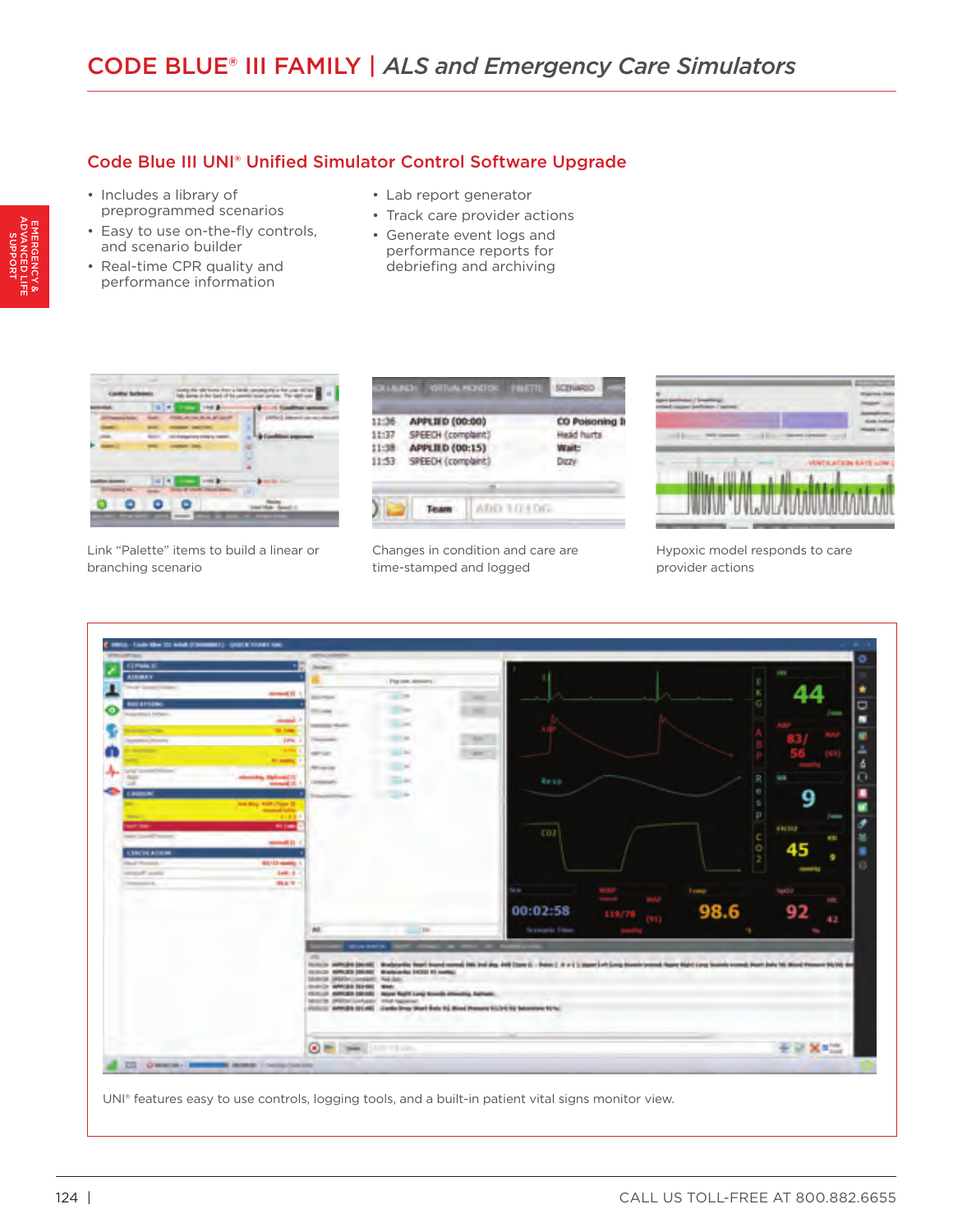# CODE BLUE® III FAMILY | *ALS and Emergency Care Simulators*

## Code Blue III UNI® Unified Simulator Control Software Upgrade

- Includes a library of preprogrammed scenarios
- Easy to use on-the-fly controls, and scenario builder
- Real-time CPR quality and performance information
- Lab report generator
- Track care provider actions
- Generate event logs and performance reports for debriefing and archiving

Link "Palette" items to build a linear or branching scenario

Changes in condition and care are time-stamped and logged

Hypoxic model responds to care provider actions

UNI® features easy to use controls, logging tools, and a built-in patient vital signs monitor view.

CALL US TOLL-FREE AT 800.882.6655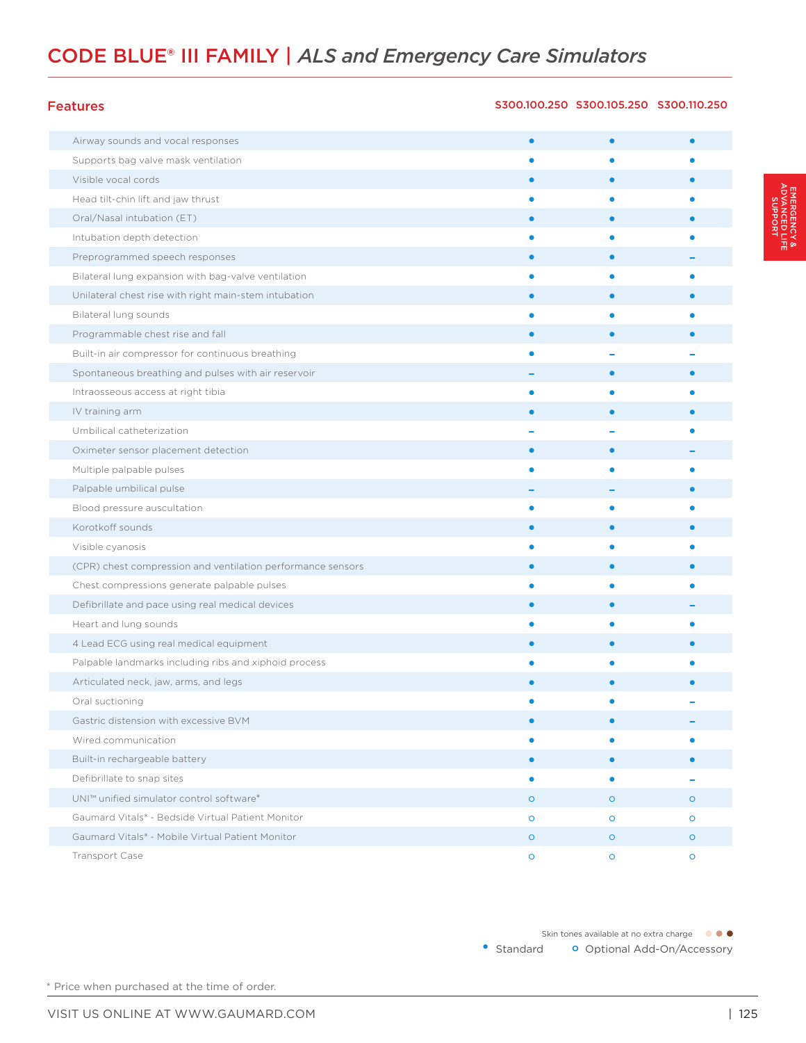# CODE BLUE® III FAMILY | *ALS and Emergency Care Simulators*

| Features | S300.100.250 | S300.105.250 | S300.110.250 |
|---|---|---|---|
| Airway sounds and vocal responses | • | • | • |
| Supports bag valve mask ventilation | • | • | • |
| Visible vocal cords | • | • | • |
| Head tilt-chin lift and jaw thrust | • | • | • |
| Oral/Nasal intubation (ET) | • | • | • |
| Intubation depth detection | • | • | • |
| Preprogrammed speech responses | • | • | – |
| Bilateral lung expansion with bag-valve ventilation | • | • | • |
| Unilateral chest rise with right main-stem intubation | • | • | • |
| Bilateral lung sounds | • | • | • |
| Programmable chest rise and fall | • | • | • |
| Built-in air compressor for continuous breathing | • | – | – |
| Spontaneous breathing and pulses with air reservoir | – | • | • |
| Intraosseous access at right tibia | • | • | • |
| IV training arm | • | • | • |
| Umbilical catheterization | – | – | • |
| Oximeter sensor placement detection | • | • | – |
| Multiple palpable pulses | • | • | • |
| Palpable umbilical pulse | – | – | • |
| Blood pressure auscultation | • | • | • |
| Korotkoff sounds | • | • | • |
| Visible cyanosis | • | • | • |
| (CPR) chest compression and ventilation performance sensors | • | • | • |
| Chest compressions generate palpable pulses | • | • | • |
| Defibrillate and pace using real medical devices | • | • | – |
| Heart and lung sounds | • | • | • |
| 4 Lead ECG using real medical equipment | • | • | • |
| Palpable landmarks including ribs and xiphoid process | • | • | • |
| Articulated neck, jaw, arms, and legs | • | • | • |
| Oral suctioning | • | • | – |
| Gastric distension with excessive BVM | • | • | – |
| Wired communication | • | • | • |
| Built-in rechargeable battery | • | • | • |
| Defibrillate to snap sites | • | • | – |
| UNI™ unified simulator control software* | o | o | o |
| Gaumard Vitals* - Bedside Virtual Patient Monitor | o | o | o |
| Gaumard Vitals* - Mobile Virtual Patient Monitor | o | o | o |
| Transport Case | o | o | o |

Skin tones available at no extra charge

• Standard    o Optional Add-On/Accessory

\* Price when purchased at the time of order.

VISIT US ONLINE AT WWW.GAUMARD.COM